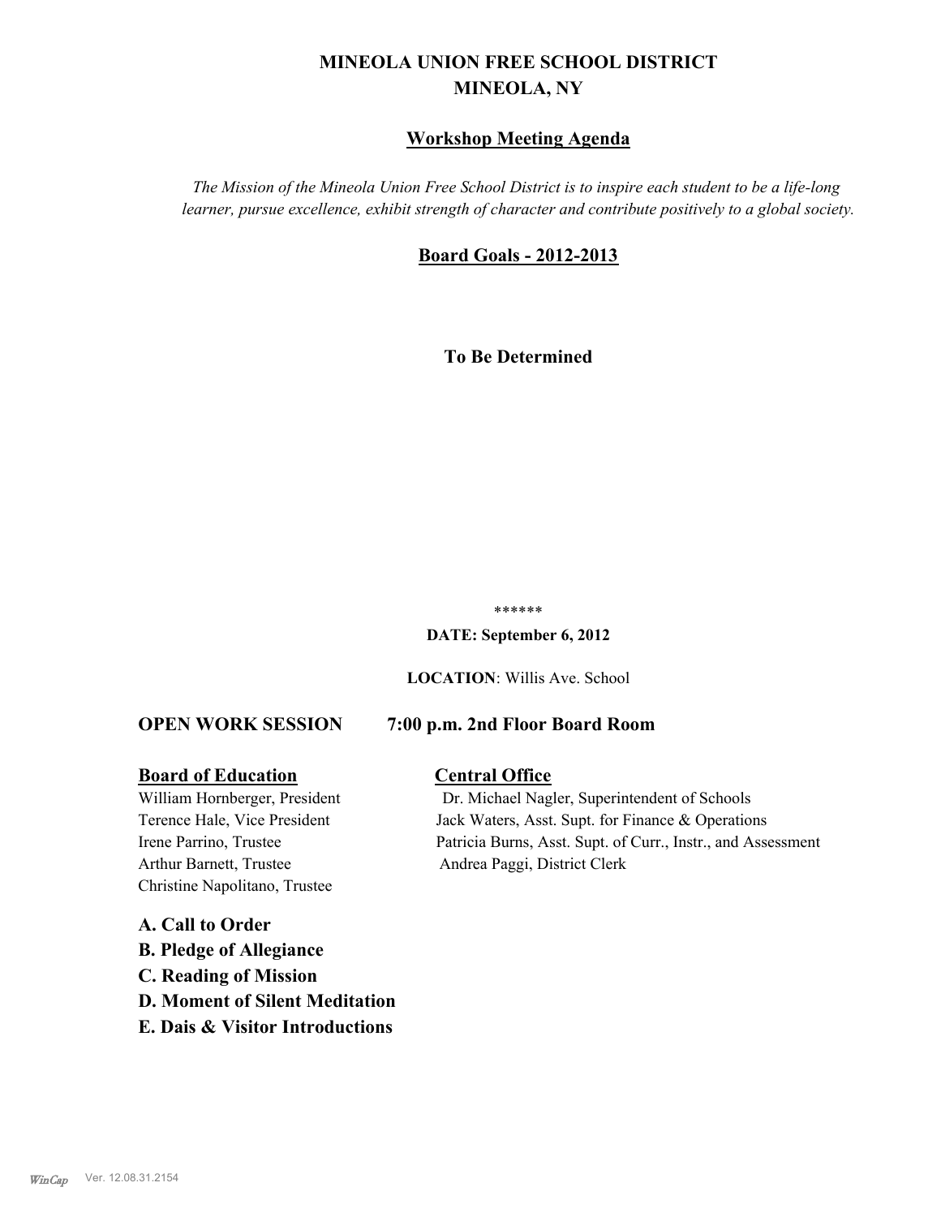# MINEOLA UNION FREE SCHOOL DISTRICT
# MINEOLA, NY

## Workshop Meeting Agenda

*The Mission of the Mineola Union Free School District is to inspire each student to be a life-long learner, pursue excellence, exhibit strength of character and contribute positively to a global society.*

## Board Goals - 2012-2013

**To Be Determined**

******

**DATE: September 6, 2012**

**LOCATION**: Willis Ave. School

**OPEN WORK SESSION 7:00 p.m. 2nd Floor Board Room**

**Board of Education**

William Hornberger, President
Terence Hale, Vice President
Irene Parrino, Trustee
Arthur Barnett, Trustee
Christine Napolitano, Trustee

**Central Office**

Dr. Michael Nagler, Superintendent of Schools
Jack Waters, Asst. Supt. for Finance & Operations
Patricia Burns, Asst. Supt. of Curr., Instr., and Assessment
Andrea Paggi, District Clerk

**A. Call to Order**

**B. Pledge of Allegiance**

**C. Reading of Mission**

**D. Moment of Silent Meditation**

**E. Dais & Visitor Introductions**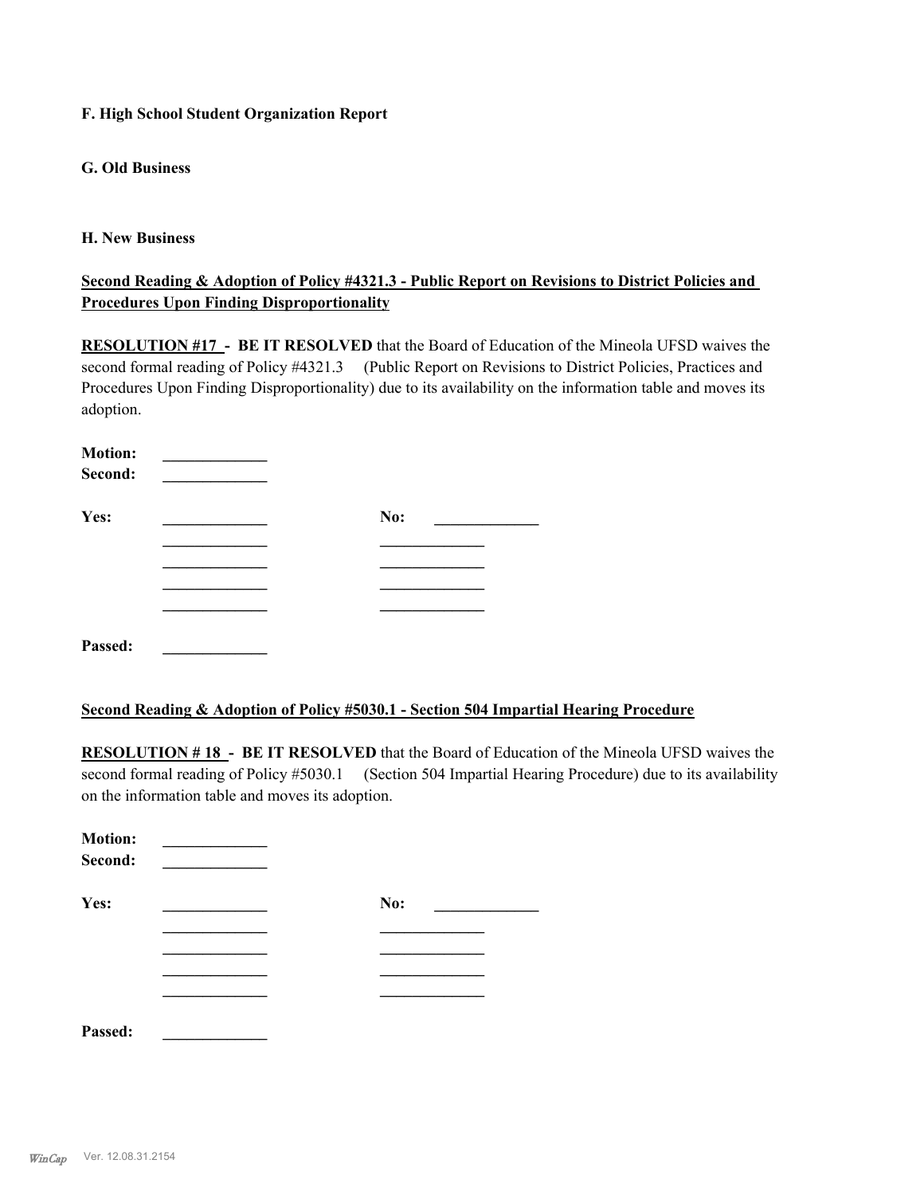**F. High School Student Organization Report**

**G. Old Business**

**H. New Business**

**Second Reading & Adoption of Policy #4321.3 - Public Report on Revisions to District Policies and Procedures Upon Finding Disproportionality**

**RESOLUTION #17 - BE IT RESOLVED** that the Board of Education of the Mineola UFSD waives the second formal reading of Policy #4321.3 (Public Report on Revisions to District Policies, Practices and Procedures Upon Finding Disproportionality) due to its availability on the information table and moves its adoption.

**Motion:** _____________
**Second:** _____________

| **Yes:** | _____________ | **No:** | _____________ |
|---|---|---|---|
| | _____________ | | _____________ |
| | _____________ | | _____________ |
| | _____________ | | _____________ |
| | _____________ | | _____________ |

**Passed:** _____________

**Second Reading & Adoption of Policy #5030.1 - Section 504 Impartial Hearing Procedure**

**RESOLUTION # 18 - BE IT RESOLVED** that the Board of Education of the Mineola UFSD waives the second formal reading of Policy #5030.1 (Section 504 Impartial Hearing Procedure) due to its availability on the information table and moves its adoption.

**Motion:** _____________
**Second:** _____________

| **Yes:** | _____________ | **No:** | _____________ |
|---|---|---|---|
| | _____________ | | _____________ |
| | _____________ | | _____________ |
| | _____________ | | _____________ |
| | _____________ | | _____________ |

**Passed:** _____________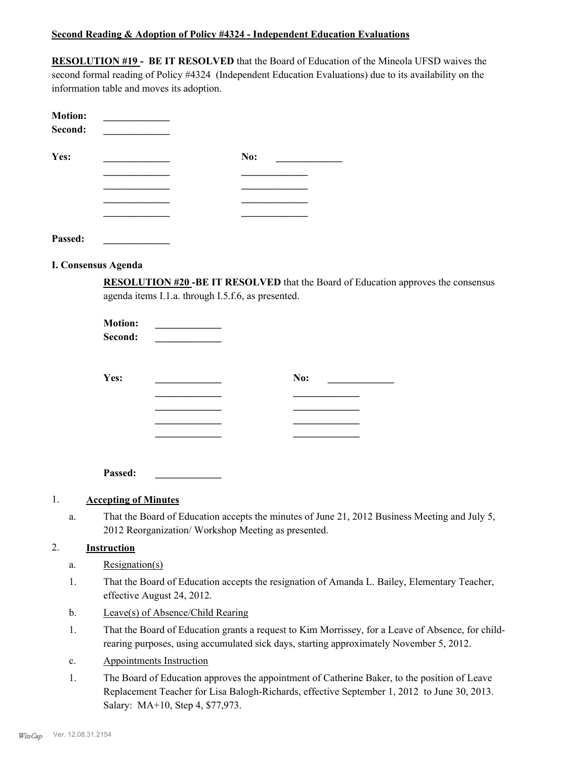**Second Reading & Adoption of Policy #4324 - Independent Education Evaluations**

**RESOLUTION #19 - BE IT RESOLVED** that the Board of Education of the Mineola UFSD waives the second formal reading of Policy #4324 (Independent Education Evaluations) due to its availability on the information table and moves its adoption.

**Motion:** _____________
**Second:** _____________

| **Yes:** | _____________ | **No:** | _____________ |
|---|---|---|---|
| | _____________ | | _____________ |
| | _____________ | | _____________ |
| | _____________ | | _____________ |
| | _____________ | | _____________ |

**Passed:** _____________

**I. Consensus Agenda**

**RESOLUTION #20 -BE IT RESOLVED** that the Board of Education approves the consensus agenda items I.1.a. through I.5.f.6, as presented.

**Motion:** _____________
**Second:** _____________

| **Yes:** | _____________ | **No:** | _____________ |
|---|---|---|---|
| | _____________ | | _____________ |
| | _____________ | | _____________ |
| | _____________ | | _____________ |
| | _____________ | | _____________ |

**Passed:** _____________

1. **Accepting of Minutes**

   a. That the Board of Education accepts the minutes of June 21, 2012 Business Meeting and July 5, 2012 Reorganization/ Workshop Meeting as presented.

2. **Instruction**

   a. Resignation(s)

   1. That the Board of Education accepts the resignation of Amanda L. Bailey, Elementary Teacher, effective August 24, 2012.

   b. Leave(s) of Absence/Child Rearing

   1. That the Board of Education grants a request to Kim Morrissey, for a Leave of Absence, for child-rearing purposes, using accumulated sick days, starting approximately November 5, 2012.

   c. Appointments Instruction

   1. The Board of Education approves the appointment of Catherine Baker, to the position of Leave Replacement Teacher for Lisa Balogh-Richards, effective September 1, 2012 to June 30, 2013. Salary: MA+10, Step 4, $77,973.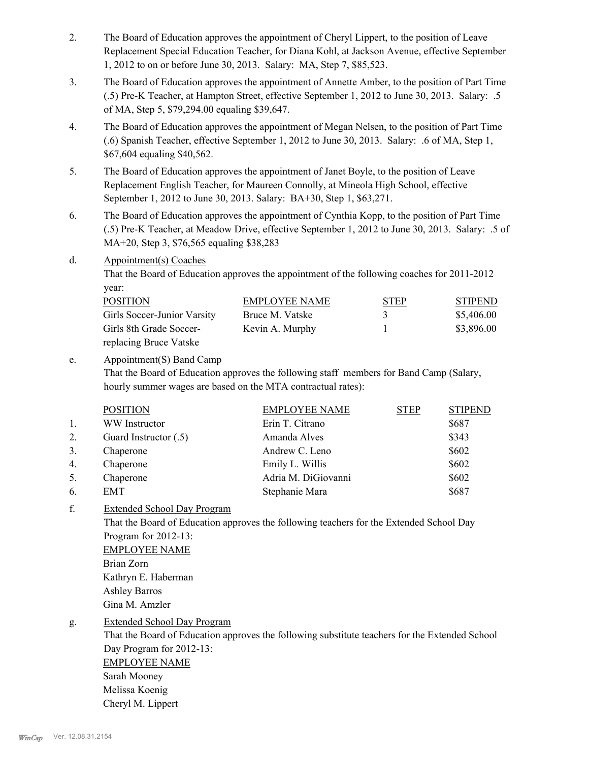2. The Board of Education approves the appointment of Cheryl Lippert, to the position of Leave Replacement Special Education Teacher, for Diana Kohl, at Jackson Avenue, effective September 1, 2012 to on or before June 30, 2013. Salary: MA, Step 7, $85,523.

3. The Board of Education approves the appointment of Annette Amber, to the position of Part Time (.5) Pre-K Teacher, at Hampton Street, effective September 1, 2012 to June 30, 2013. Salary: .5 of MA, Step 5, $79,294.00 equaling $39,647.

4. The Board of Education approves the appointment of Megan Nelsen, to the position of Part Time (.6) Spanish Teacher, effective September 1, 2012 to June 30, 2013. Salary: .6 of MA, Step 1, $67,604 equaling $40,562.

5. The Board of Education approves the appointment of Janet Boyle, to the position of Leave Replacement English Teacher, for Maureen Connolly, at Mineola High School, effective September 1, 2012 to June 30, 2013. Salary: BA+30, Step 1, $63,271.

6. The Board of Education approves the appointment of Cynthia Kopp, to the position of Part Time (.5) Pre-K Teacher, at Meadow Drive, effective September 1, 2012 to June 30, 2013. Salary: .5 of MA+20, Step 3, $76,565 equaling $38,283

d. Appointment(s) Coaches

That the Board of Education approves the appointment of the following coaches for 2011-2012 year:

| POSITION | EMPLOYEE NAME | STEP | STIPEND |
|---|---|---|---|
| Girls Soccer-Junior Varsity | Bruce M. Vatske | 3 | $5,406.00 |
| Girls 8th Grade Soccer-replacing Bruce Vatske | Kevin A. Murphy | 1 | $3,896.00 |

e. Appointment(S) Band Camp

That the Board of Education approves the following staff members for Band Camp (Salary, hourly summer wages are based on the MTA contractual rates):

| | POSITION | EMPLOYEE NAME | STEP | STIPEND |
|---|---|---|---|---|
| 1. | WW Instructor | Erin T. Citrano | | $687 |
| 2. | Guard Instructor (.5) | Amanda Alves | | $343 |
| 3. | Chaperone | Andrew C. Leno | | $602 |
| 4. | Chaperone | Emily L. Willis | | $602 |
| 5. | Chaperone | Adria M. DiGiovanni | | $602 |
| 6. | EMT | Stephanie Mara | | $687 |

f. Extended School Day Program

That the Board of Education approves the following teachers for the Extended School Day Program for 2012-13:

EMPLOYEE NAME

Brian Zorn
Kathryn E. Haberman
Ashley Barros
Gina M. Amzler

g. Extended School Day Program

That the Board of Education approves the following substitute teachers for the Extended School Day Program for 2012-13:

EMPLOYEE NAME

Sarah Mooney
Melissa Koenig
Cheryl M. Lippert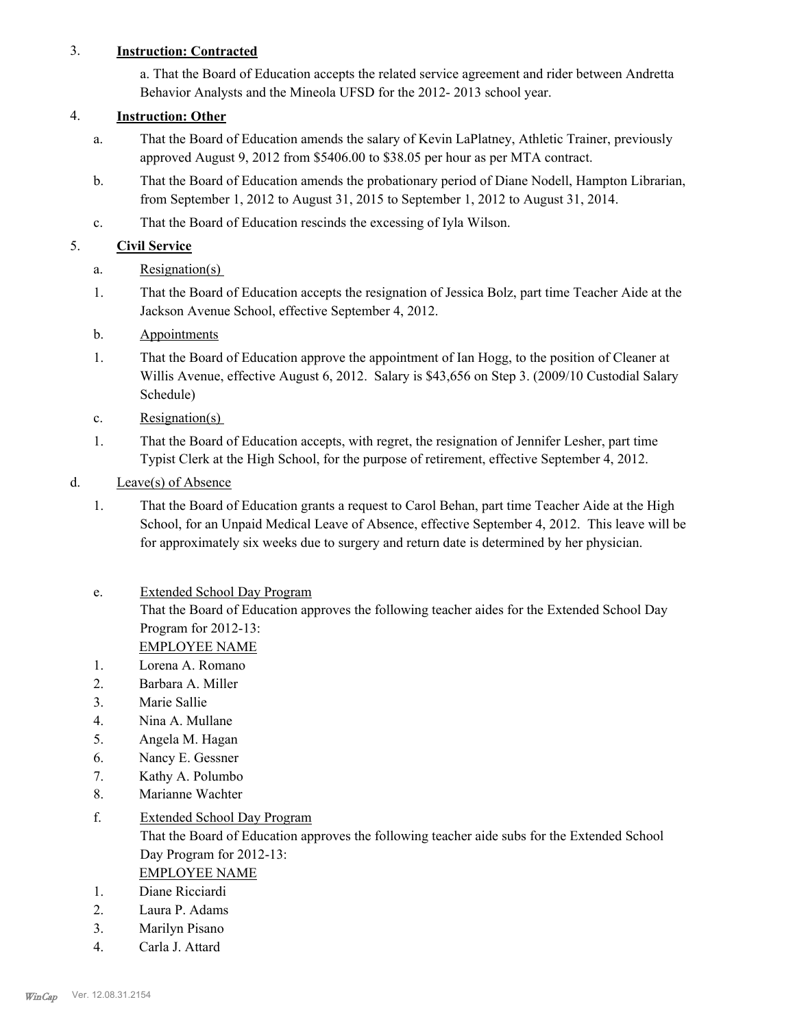3. **Instruction: Contracted**

   a. That the Board of Education accepts the related service agreement and rider between Andretta Behavior Analysts and the Mineola UFSD for the 2012- 2013 school year.

4. **Instruction: Other**

   a. That the Board of Education amends the salary of Kevin LaPlatney, Athletic Trainer, previously approved August 9, 2012 from $5406.00 to $38.05 per hour as per MTA contract.

   b. That the Board of Education amends the probationary period of Diane Nodell, Hampton Librarian, from September 1, 2012 to August 31, 2015 to September 1, 2012 to August 31, 2014.

   c. That the Board of Education rescinds the excessing of Iyla Wilson.

5. **Civil Service**

   a. Resignation(s)

   1. That the Board of Education accepts the resignation of Jessica Bolz, part time Teacher Aide at the Jackson Avenue School, effective September 4, 2012.

   b. Appointments

   1. That the Board of Education approve the appointment of Ian Hogg, to the position of Cleaner at Willis Avenue, effective August 6, 2012. Salary is $43,656 on Step 3. (2009/10 Custodial Salary Schedule)

   c. Resignation(s)

   1. That the Board of Education accepts, with regret, the resignation of Jennifer Lesher, part time Typist Clerk at the High School, for the purpose of retirement, effective September 4, 2012.

d. Leave(s) of Absence

   1. That the Board of Education grants a request to Carol Behan, part time Teacher Aide at the High School, for an Unpaid Medical Leave of Absence, effective September 4, 2012. This leave will be for approximately six weeks due to surgery and return date is determined by her physician.

   e. Extended School Day Program

   That the Board of Education approves the following teacher aides for the Extended School Day Program for 2012-13:

   EMPLOYEE NAME

   1. Lorena A. Romano
   2. Barbara A. Miller
   3. Marie Sallie
   4. Nina A. Mullane
   5. Angela M. Hagan
   6. Nancy E. Gessner
   7. Kathy A. Polumbo
   8. Marianne Wachter

   f. Extended School Day Program

   That the Board of Education approves the following teacher aide subs for the Extended School Day Program for 2012-13:

   EMPLOYEE NAME

   1. Diane Ricciardi
   2. Laura P. Adams
   3. Marilyn Pisano
   4. Carla J. Attard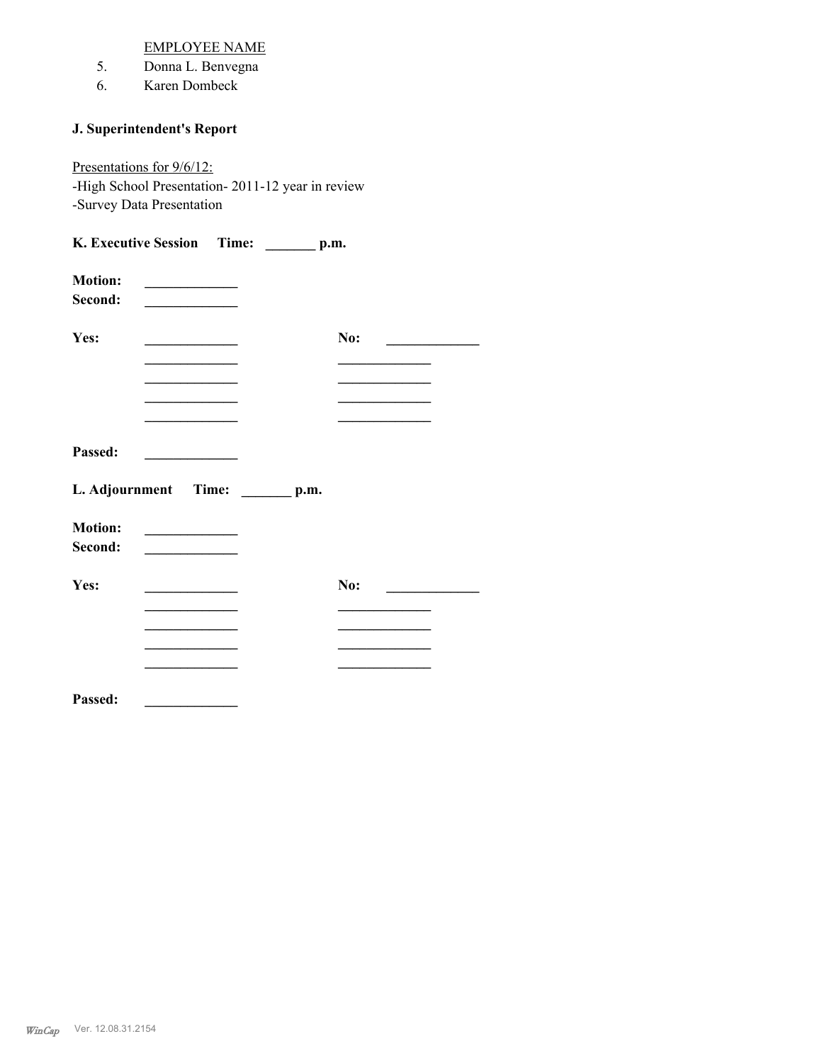EMPLOYEE NAME

5. Donna L. Benvegna
6. Karen Dombeck

**J. Superintendent's Report**

Presentations for 9/6/12:
-High School Presentation- 2011-12 year in review
-Survey Data Presentation

**K. Executive Session Time: _______ p.m.**

**Motion:** _____________
**Second:** _____________

**Yes:** _____________ **No:** _____________
_____________ _____________
_____________ _____________
_____________ _____________
_____________ _____________

**Passed:** _____________

**L. Adjournment Time: _______ p.m.**

**Motion:** _____________
**Second:** _____________

**Yes:** _____________ **No:** _____________
_____________ _____________
_____________ _____________
_____________ _____________
_____________ _____________

**Passed:** _____________

WinCap Ver. 12.08.31.2154